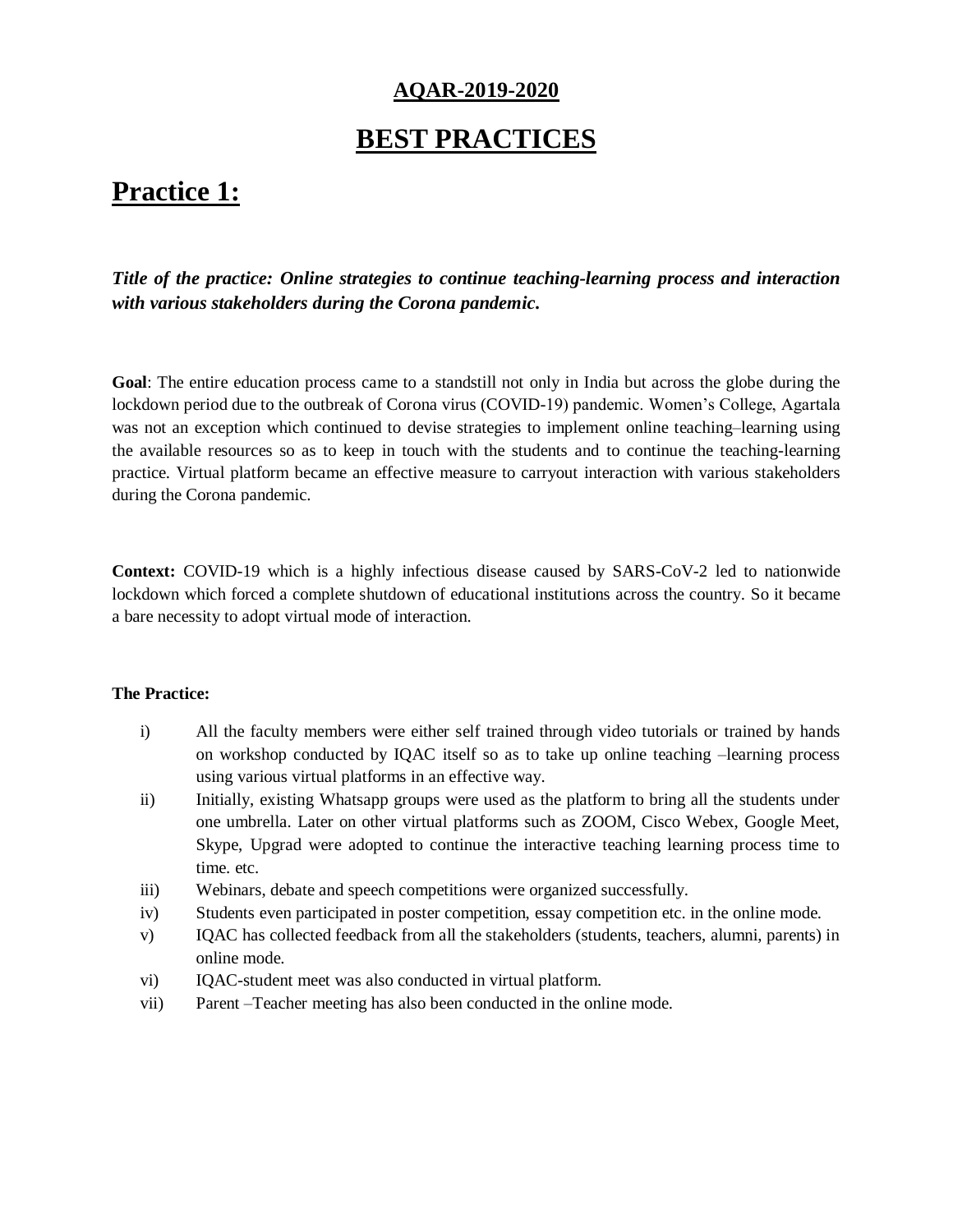## AQAR-2019-2020

# BEST PRACTICES

## Practice 1:

***Title of the practice: Online strategies to continue teaching-learning process and interaction with various stakeholders during the Corona pandemic.***

**Goal**: The entire education process came to a standstill not only in India but across the globe during the lockdown period due to the outbreak of Corona virus (COVID-19) pandemic. Women's College, Agartala was not an exception which continued to devise strategies to implement online teaching–learning using the available resources so as to keep in touch with the students and to continue the teaching-learning practice. Virtual platform became an effective measure to carryout interaction with various stakeholders during the Corona pandemic.

**Context:** COVID-19 which is a highly infectious disease caused by SARS-CoV-2 led to nationwide lockdown which forced a complete shutdown of educational institutions across the country. So it became a bare necessity to adopt virtual mode of interaction.

**The Practice:**

i) All the faculty members were either self trained through video tutorials or trained by hands on workshop conducted by IQAC itself so as to take up online teaching –learning process using various virtual platforms in an effective way.

ii) Initially, existing Whatsapp groups were used as the platform to bring all the students under one umbrella. Later on other virtual platforms such as ZOOM, Cisco Webex, Google Meet, Skype, Upgrad were adopted to continue the interactive teaching learning process time to time. etc.

iii) Webinars, debate and speech competitions were organized successfully.

iv) Students even participated in poster competition, essay competition etc. in the online mode.

v) IQAC has collected feedback from all the stakeholders (students, teachers, alumni, parents) in online mode.

vi) IQAC-student meet was also conducted in virtual platform.

vii) Parent –Teacher meeting has also been conducted in the online mode.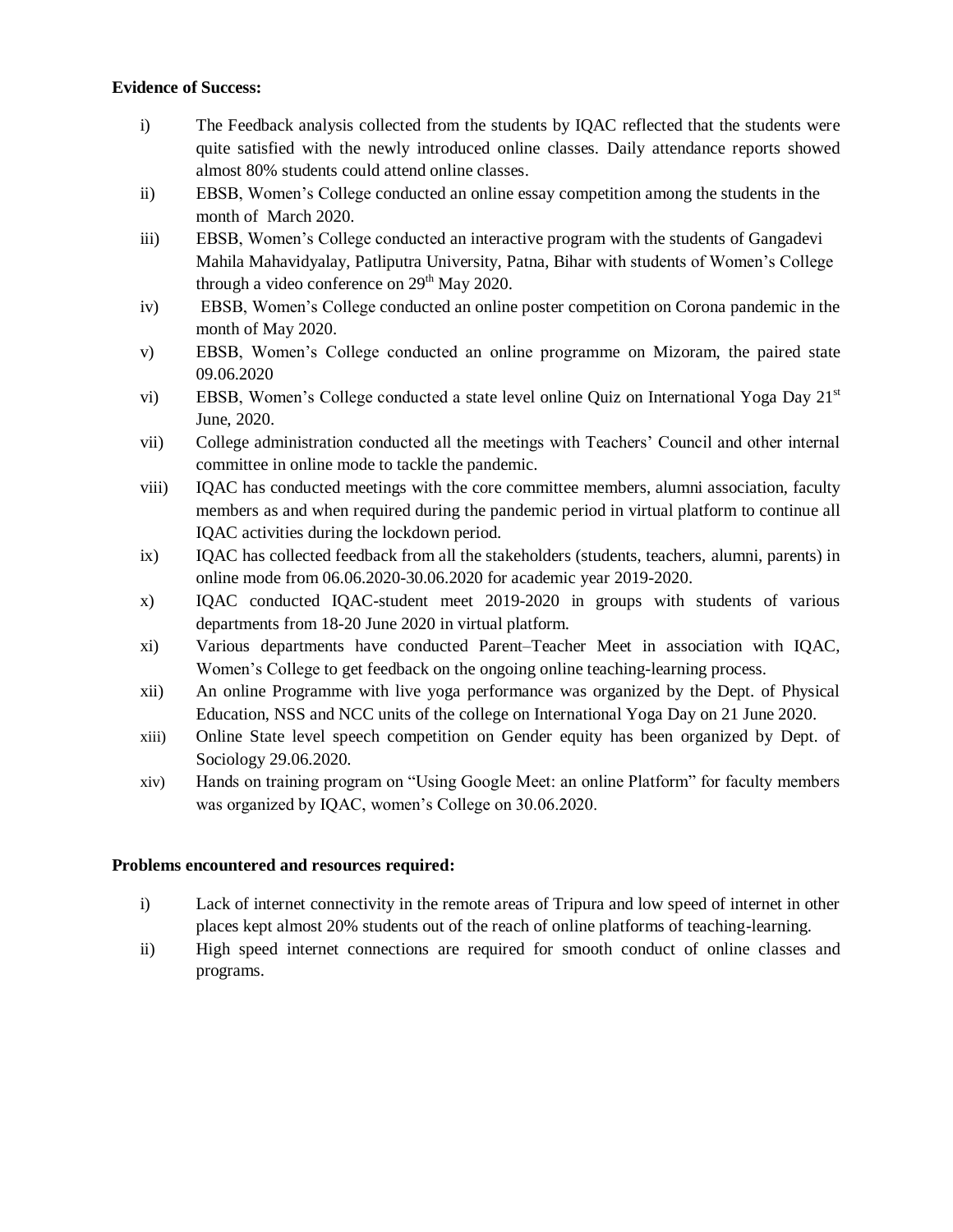**Evidence of Success:**

i) The Feedback analysis collected from the students by IQAC reflected that the students were quite satisfied with the newly introduced online classes. Daily attendance reports showed almost 80% students could attend online classes.

ii) EBSB, Women's College conducted an online essay competition among the students in the month of March 2020.

iii) EBSB, Women's College conducted an interactive program with the students of Gangadevi Mahila Mahavidyalay, Patliputra University, Patna, Bihar with students of Women's College through a video conference on 29th May 2020.

iv) EBSB, Women's College conducted an online poster competition on Corona pandemic in the month of May 2020.

v) EBSB, Women's College conducted an online programme on Mizoram, the paired state 09.06.2020

vi) EBSB, Women's College conducted a state level online Quiz on International Yoga Day 21st June, 2020.

vii) College administration conducted all the meetings with Teachers' Council and other internal committee in online mode to tackle the pandemic.

viii) IQAC has conducted meetings with the core committee members, alumni association, faculty members as and when required during the pandemic period in virtual platform to continue all IQAC activities during the lockdown period.

ix) IQAC has collected feedback from all the stakeholders (students, teachers, alumni, parents) in online mode from 06.06.2020-30.06.2020 for academic year 2019-2020.

x) IQAC conducted IQAC-student meet 2019-2020 in groups with students of various departments from 18-20 June 2020 in virtual platform.

xi) Various departments have conducted Parent–Teacher Meet in association with IQAC, Women's College to get feedback on the ongoing online teaching-learning process.

xii) An online Programme with live yoga performance was organized by the Dept. of Physical Education, NSS and NCC units of the college on International Yoga Day on 21 June 2020.

xiii) Online State level speech competition on Gender equity has been organized by Dept. of Sociology 29.06.2020.

xiv) Hands on training program on "Using Google Meet: an online Platform" for faculty members was organized by IQAC, women's College on 30.06.2020.

**Problems encountered and resources required:**

i) Lack of internet connectivity in the remote areas of Tripura and low speed of internet in other places kept almost 20% students out of the reach of online platforms of teaching-learning.

ii) High speed internet connections are required for smooth conduct of online classes and programs.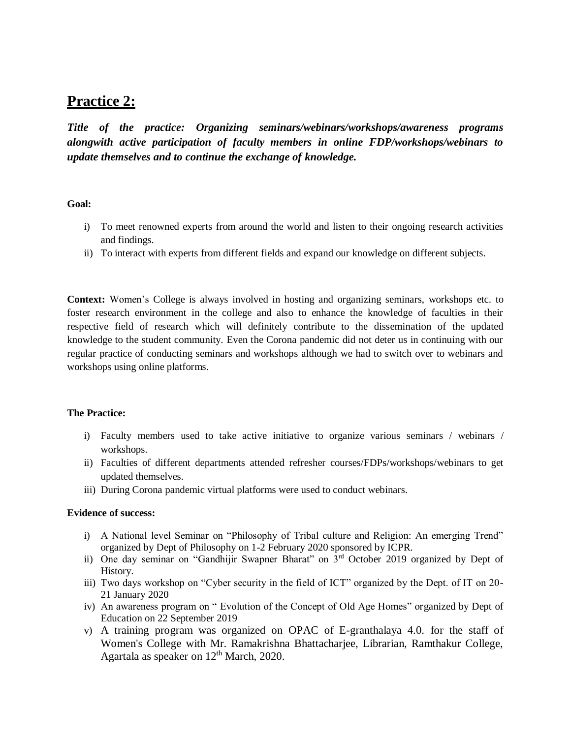## Practice 2:

***Title of the practice: Organizing seminars/webinars/workshops/awareness programs alongwith active participation of faculty members in online FDP/workshops/webinars to update themselves and to continue the exchange of knowledge.***

**Goal:**

i) To meet renowned experts from around the world and listen to their ongoing research activities and findings.
ii) To interact with experts from different fields and expand our knowledge on different subjects.

**Context:** Women's College is always involved in hosting and organizing seminars, workshops etc. to foster research environment in the college and also to enhance the knowledge of faculties in their respective field of research which will definitely contribute to the dissemination of the updated knowledge to the student community. Even the Corona pandemic did not deter us in continuing with our regular practice of conducting seminars and workshops although we had to switch over to webinars and workshops using online platforms.

**The Practice:**

i) Faculty members used to take active initiative to organize various seminars / webinars / workshops.
ii) Faculties of different departments attended refresher courses/FDPs/workshops/webinars to get updated themselves.
iii) During Corona pandemic virtual platforms were used to conduct webinars.

**Evidence of success:**

i) A National level Seminar on "Philosophy of Tribal culture and Religion: An emerging Trend" organized by Dept of Philosophy on 1-2 February 2020 sponsored by ICPR.
ii) One day seminar on "Gandhijir Swapner Bharat" on 3rd October 2019 organized by Dept of History.
iii) Two days workshop on "Cyber security in the field of ICT" organized by the Dept. of IT on 20-21 January 2020
iv) An awareness program on " Evolution of the Concept of Old Age Homes" organized by Dept of Education on 22 September 2019
v) A training program was organized on OPAC of E-granthalaya 4.0. for the staff of Women's College with Mr. Ramakrishna Bhattacharjee, Librarian, Ramthakur College, Agartala as speaker on 12th March, 2020.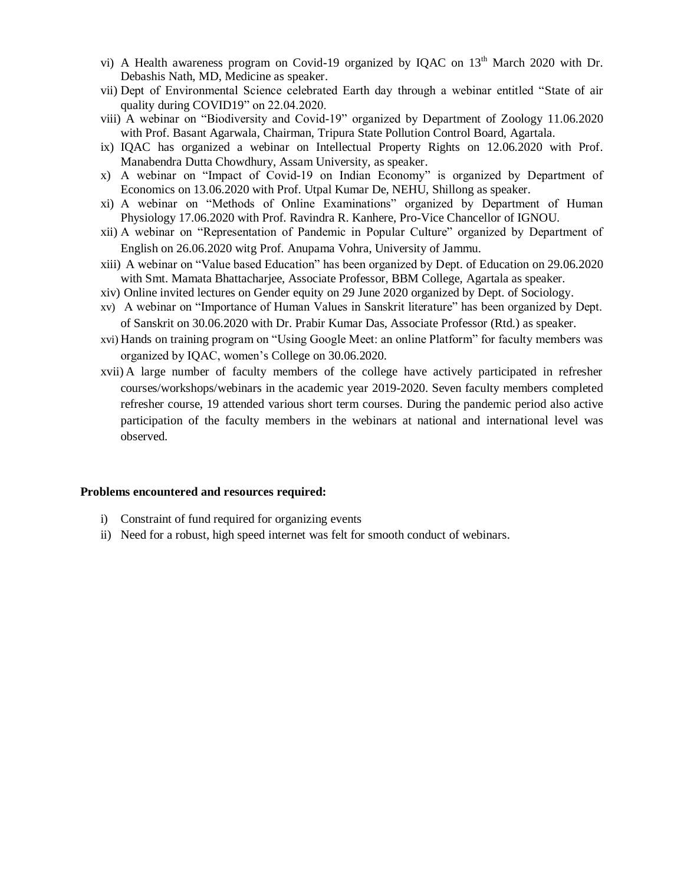vi) A Health awareness program on Covid-19 organized by IQAC on 13th March 2020 with Dr. Debashis Nath, MD, Medicine as speaker.

vii) Dept of Environmental Science celebrated Earth day through a webinar entitled "State of air quality during COVID19" on 22.04.2020.

viii) A webinar on "Biodiversity and Covid-19" organized by Department of Zoology 11.06.2020 with Prof. Basant Agarwala, Chairman, Tripura State Pollution Control Board, Agartala.

ix) IQAC has organized a webinar on Intellectual Property Rights on 12.06.2020 with Prof. Manabendra Dutta Chowdhury, Assam University, as speaker.

x) A webinar on "Impact of Covid-19 on Indian Economy" is organized by Department of Economics on 13.06.2020 with Prof. Utpal Kumar De, NEHU, Shillong as speaker.

xi) A webinar on "Methods of Online Examinations" organized by Department of Human Physiology 17.06.2020 with Prof. Ravindra R. Kanhere, Pro-Vice Chancellor of IGNOU.

xii) A webinar on "Representation of Pandemic in Popular Culture" organized by Department of English on 26.06.2020 witg Prof. Anupama Vohra, University of Jammu.

xiii) A webinar on "Value based Education" has been organized by Dept. of Education on 29.06.2020 with Smt. Mamata Bhattacharjee, Associate Professor, BBM College, Agartala as speaker.

xiv) Online invited lectures on Gender equity on 29 June 2020 organized by Dept. of Sociology.

xv) A webinar on "Importance of Human Values in Sanskrit literature" has been organized by Dept. of Sanskrit on 30.06.2020 with Dr. Prabir Kumar Das, Associate Professor (Rtd.) as speaker.

xvi) Hands on training program on "Using Google Meet: an online Platform" for faculty members was organized by IQAC, women's College on 30.06.2020.

xvii) A large number of faculty members of the college have actively participated in refresher courses/workshops/webinars in the academic year 2019-2020. Seven faculty members completed refresher course, 19 attended various short term courses. During the pandemic period also active participation of the faculty members in the webinars at national and international level was observed.

**Problems encountered and resources required:**

i) Constraint of fund required for organizing events

ii) Need for a robust, high speed internet was felt for smooth conduct of webinars.